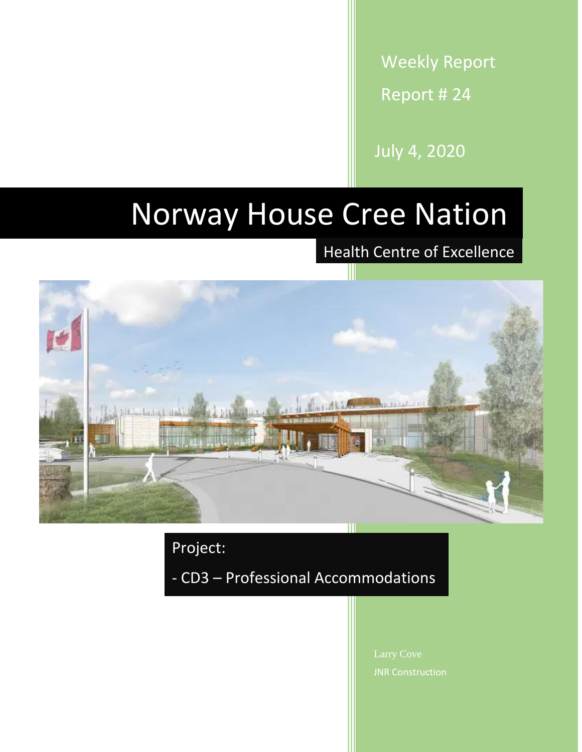Weekly Report

Report # 24

July 4, 2020

# Norway House Cree Nation

## Health Centre of Excellence

Project:

- CD3 – Professional Accommodations

Larry Cove

JNR Construction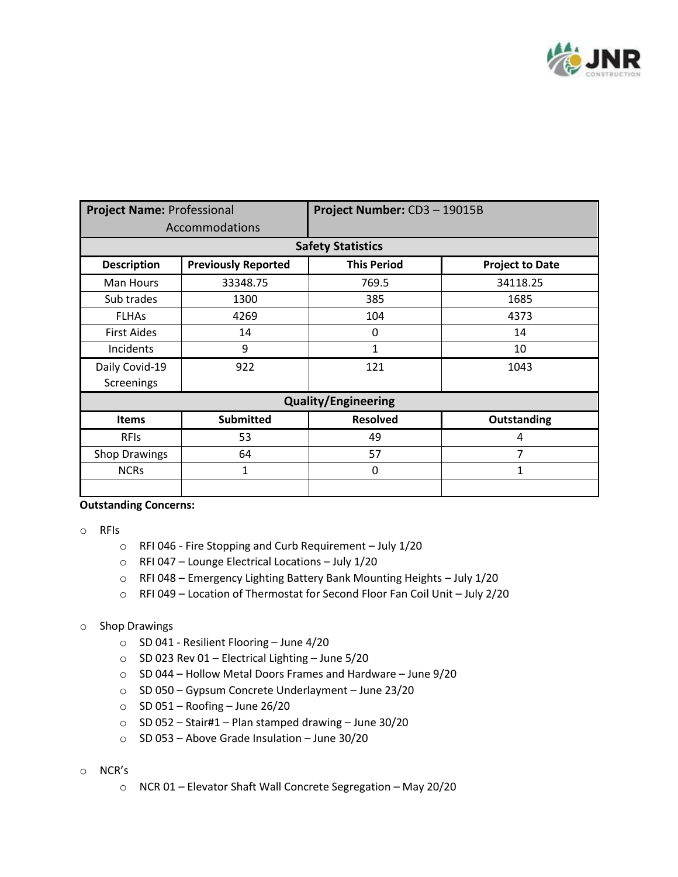| **Project Name:** Professional Accommodations | | **Project Number:** CD3 – 19015B | |
|---|---|---|---|
| **Safety Statistics** | | | |
| **Description** | **Previously Reported** | **This Period** | **Project to Date** |
| Man Hours | 33348.75 | 769.5 | 34118.25 |
| Sub trades | 1300 | 385 | 1685 |
| FLHAs | 4269 | 104 | 4373 |
| First Aides | 14 | 0 | 14 |
| Incidents | 9 | 1 | 10 |
| Daily Covid-19 Screenings | 922 | 121 | 1043 |
| **Quality/Engineering** | | | |
| **Items** | **Submitted** | **Resolved** | **Outstanding** |
| RFIs | 53 | 49 | 4 |
| Shop Drawings | 64 | 57 | 7 |
| NCRs | 1 | 0 | 1 |
| | | | |

**Outstanding Concerns:**

- RFIs
  - RFI 046 - Fire Stopping and Curb Requirement – July 1/20
  - RFI 047 – Lounge Electrical Locations – July 1/20
  - RFI 048 – Emergency Lighting Battery Bank Mounting Heights – July 1/20
  - RFI 049 – Location of Thermostat for Second Floor Fan Coil Unit – July 2/20

- Shop Drawings
  - SD 041 - Resilient Flooring – June 4/20
  - SD 023 Rev 01 – Electrical Lighting – June 5/20
  - SD 044 – Hollow Metal Doors Frames and Hardware – June 9/20
  - SD 050 – Gypsum Concrete Underlayment – June 23/20
  - SD 051 – Roofing – June 26/20
  - SD 052 – Stair#1 – Plan stamped drawing – June 30/20
  - SD 053 – Above Grade Insulation – June 30/20

- NCR's
  - NCR 01 – Elevator Shaft Wall Concrete Segregation – May 20/20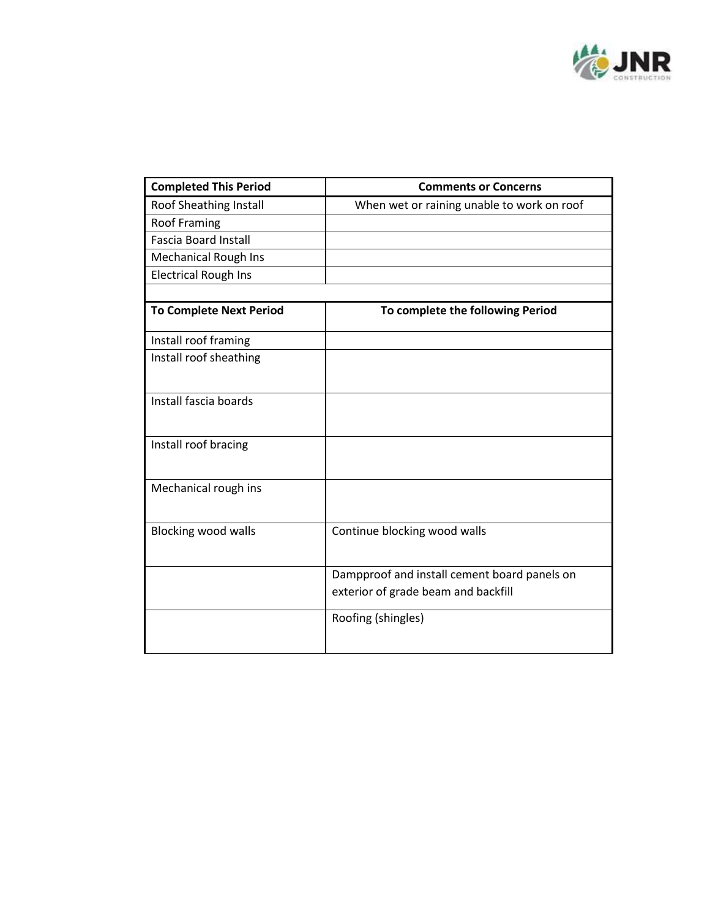| Completed This Period | Comments or Concerns |
|---|---|
| Roof Sheathing Install | When wet or raining unable to work on roof |
| Roof Framing | |
| Fascia Board Install | |
| Mechanical Rough Ins | |
| Electrical Rough Ins | |

| To Complete Next Period | To complete the following Period |
|---|---|
| Install roof framing | |
| Install roof sheathing | |
| Install fascia boards | |
| Install roof bracing | |
| Mechanical rough ins | |
| Blocking wood walls | Continue blocking wood walls |
| | Dampproof and install cement board panels on exterior of grade beam and backfill |
| | Roofing (shingles) |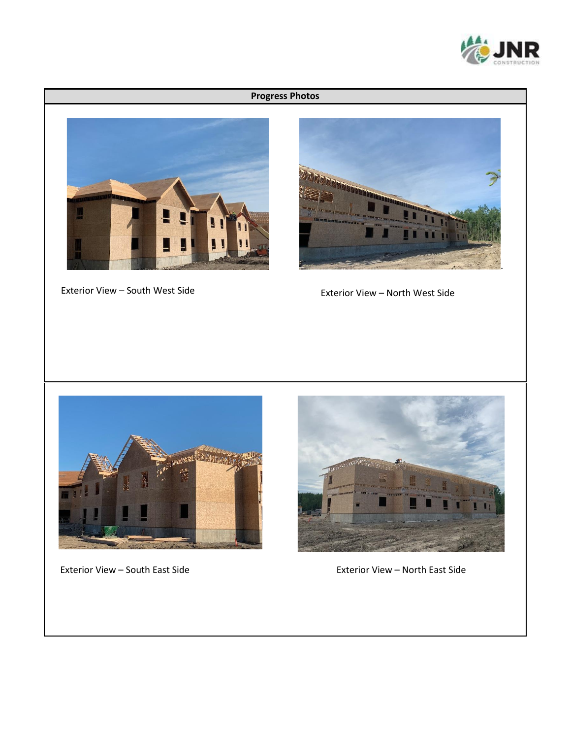## Progress Photos

Exterior View – South West Side

Exterior View – North West Side

Exterior View – South East Side

Exterior View – North East Side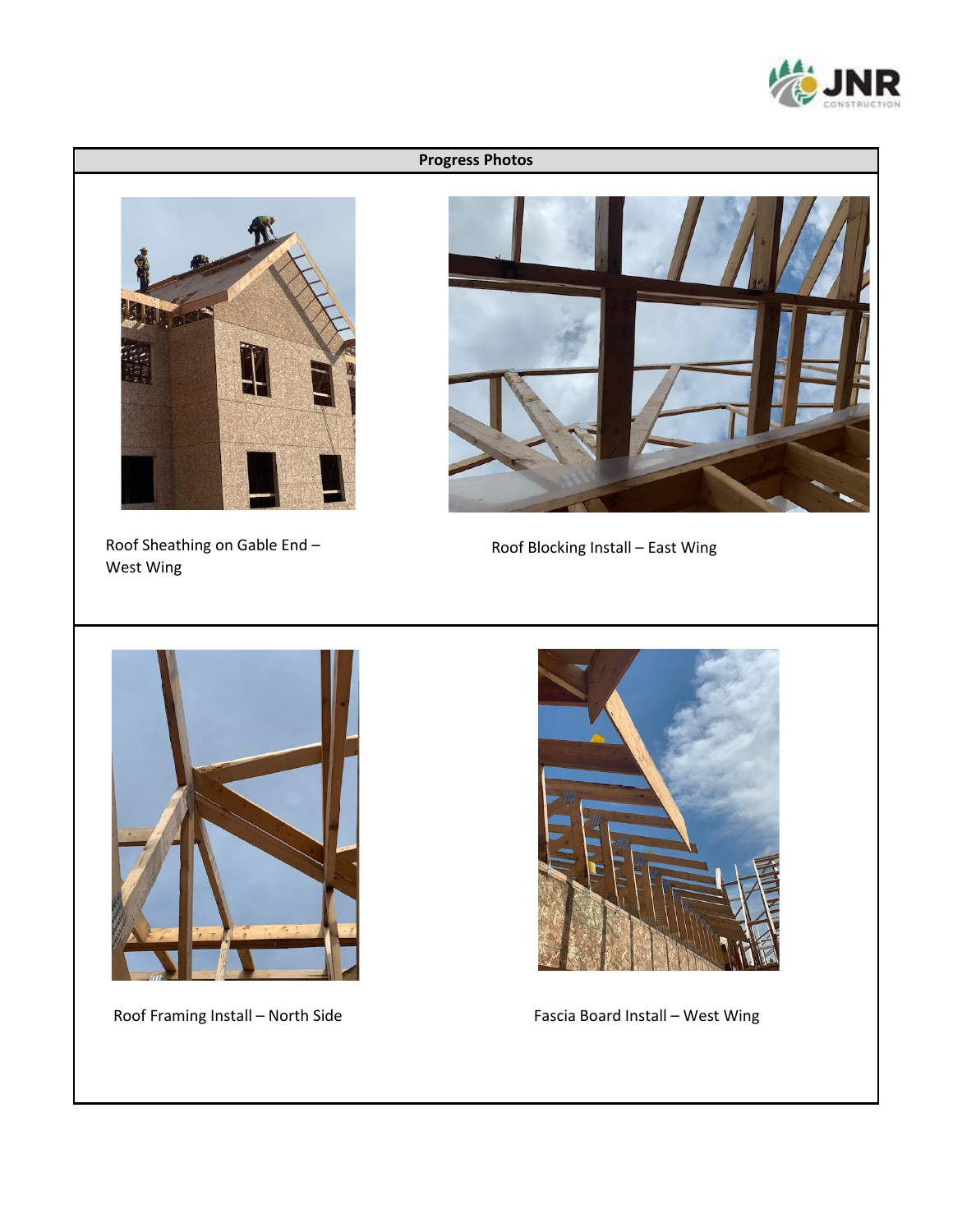**Progress Photos**

Roof Sheathing on Gable End – West Wing

Roof Blocking Install – East Wing

Roof Framing Install – North Side

Fascia Board Install – West Wing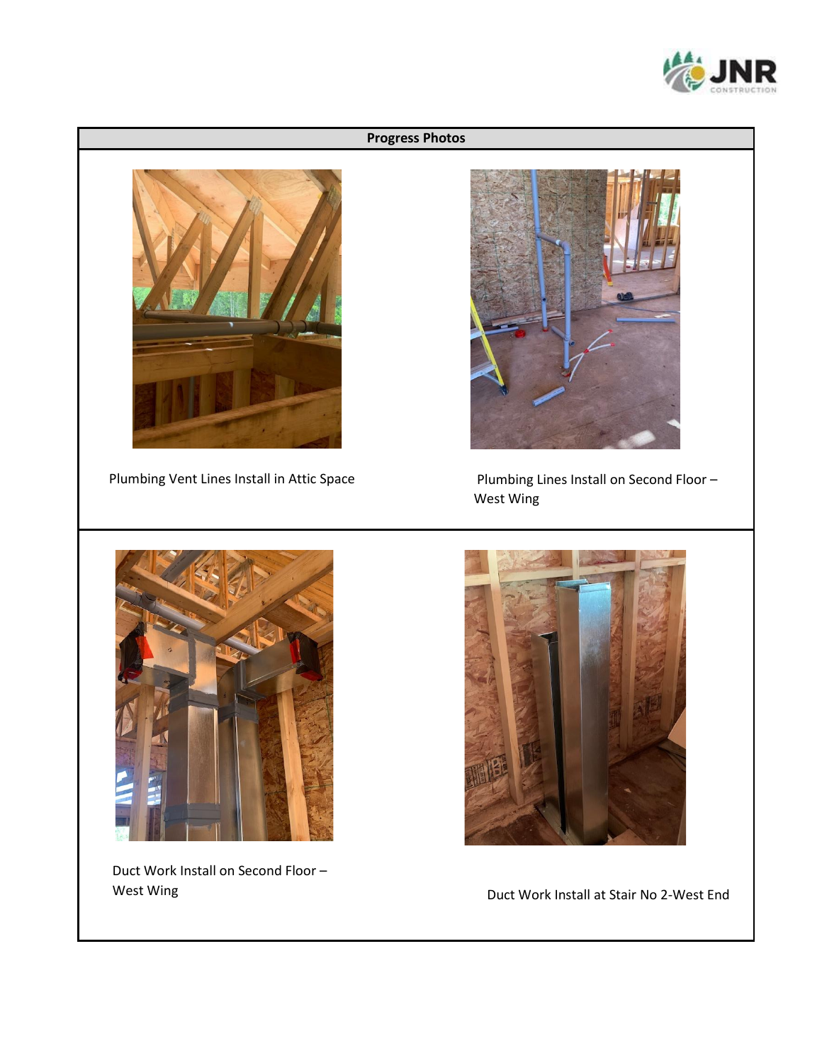## Progress Photos

Plumbing Vent Lines Install in Attic Space

Plumbing Lines Install on Second Floor – West Wing

Duct Work Install on Second Floor – West Wing

Duct Work Install at Stair No 2-West End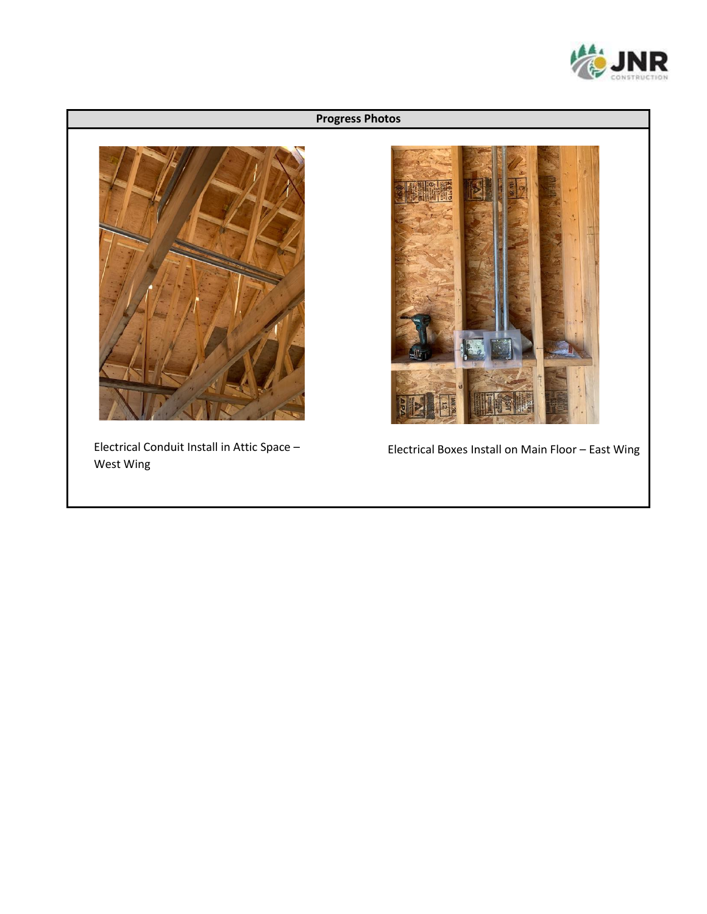**Progress Photos**

Electrical Conduit Install in Attic Space – West Wing

Electrical Boxes Install on Main Floor – East Wing